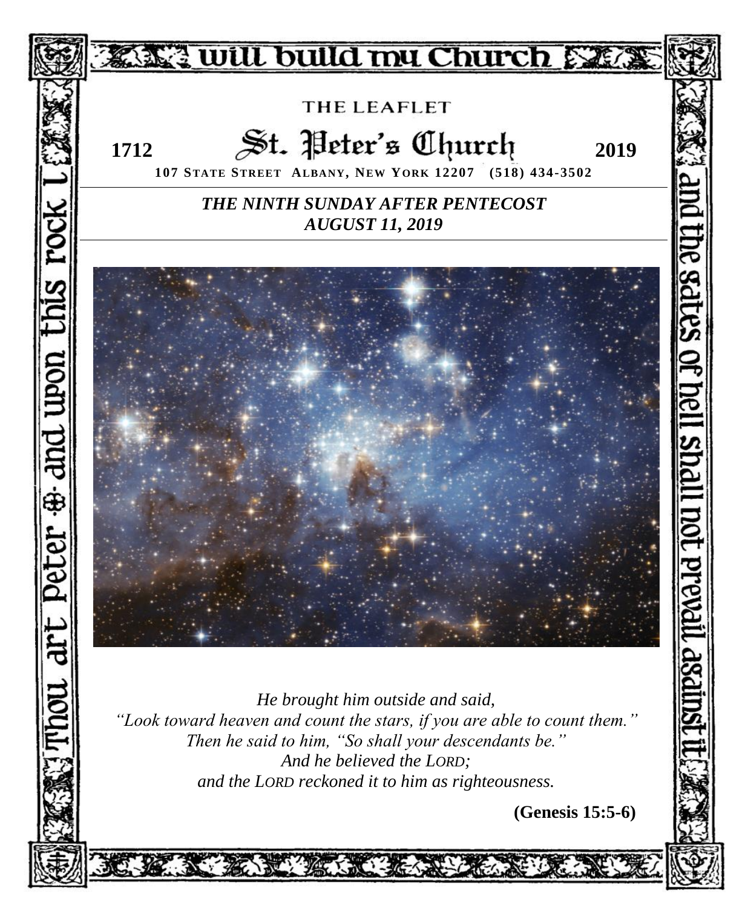# THE LEAFLET

# St. Peter's Church

**1712** **2019**

**107 STATE STREET ALBANY, NEW YORK 12207 (518) 434-3502**

***THE NINTH SUNDAY AFTER PENTECOST***
***AUGUST 11, 2019***

*He brought him outside and said,*
*"Look toward heaven and count the stars, if you are able to count them."*
*Then he said to him, "So shall your descendants be."*
*And he believed the LORD;*
*and the LORD reckoned it to him as righteousness.*

**(Genesis 15:5-6)**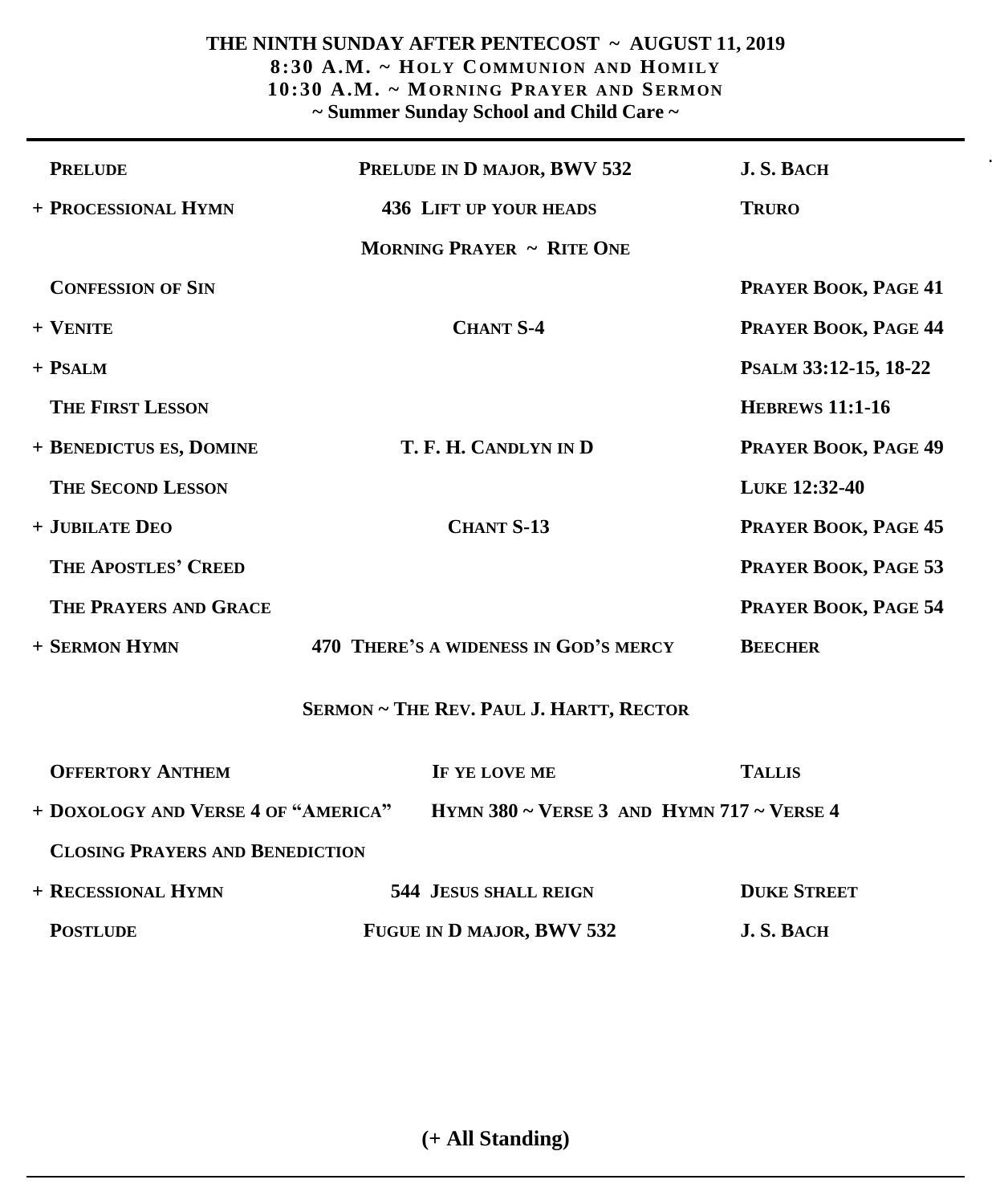**THE NINTH SUNDAY AFTER PENTECOST ~ AUGUST 11, 2019**
**8:30 A.M. ~ HOLY COMMUNION AND HOMILY**
**10:30 A.M. ~ MORNING PRAYER AND SERMON**
**~ Summer Sunday School and Child Care ~**

---

| | | |
|---|---|---|
| **PRELUDE** | **PRELUDE IN D MAJOR, BWV 532** | **J. S. BACH** |
| **+ PROCESSIONAL HYMN** | **436 LIFT UP YOUR HEADS** | **TRURO** |
| | **MORNING PRAYER ~ RITE ONE** | |
| **CONFESSION OF SIN** | | **PRAYER BOOK, PAGE 41** |
| **+ VENITE** | **CHANT S-4** | **PRAYER BOOK, PAGE 44** |
| **+ PSALM** | | **PSALM 33:12-15, 18-22** |
| **THE FIRST LESSON** | | **HEBREWS 11:1-16** |
| **+ BENEDICTUS ES, DOMINE** | **T. F. H. CANDLYN IN D** | **PRAYER BOOK, PAGE 49** |
| **THE SECOND LESSON** | | **LUKE 12:32-40** |
| **+ JUBILATE DEO** | **CHANT S-13** | **PRAYER BOOK, PAGE 45** |
| **THE APOSTLES' CREED** | | **PRAYER BOOK, PAGE 53** |
| **THE PRAYERS AND GRACE** | | **PRAYER BOOK, PAGE 54** |
| **+ SERMON HYMN** | **470 THERE'S A WIDENESS IN GOD'S MERCY** | **BEECHER** |
| | **SERMON ~ THE REV. PAUL J. HARTT, RECTOR** | |
| **OFFERTORY ANTHEM** | **IF YE LOVE ME** | **TALLIS** |
| **+ DOXOLOGY AND VERSE 4 OF "AMERICA"** | **HYMN 380 ~ VERSE 3 AND HYMN 717 ~ VERSE 4** | |
| **CLOSING PRAYERS AND BENEDICTION** | | |
| **+ RECESSIONAL HYMN** | **544 JESUS SHALL REIGN** | **DUKE STREET** |
| **POSTLUDE** | **FUGUE IN D MAJOR, BWV 532** | **J. S. BACH** |

**(+ All Standing)**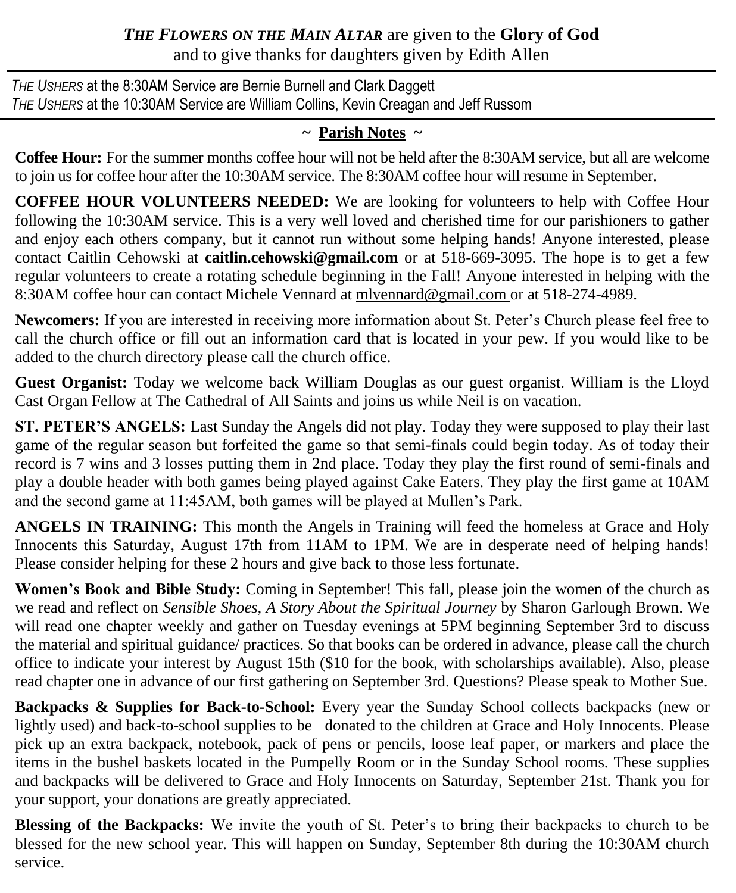***The Flowers on the Main Altar*** are given to the **Glory of God** and to give thanks for daughters given by Edith Allen

*The Ushers* at the 8:30AM Service are Bernie Burnell and Clark Daggett
*The Ushers* at the 10:30AM Service are William Collins, Kevin Creagan and Jeff Russom

## ~ Parish Notes ~

**Coffee Hour:** For the summer months coffee hour will not be held after the 8:30AM service, but all are welcome to join us for coffee hour after the 10:30AM service. The 8:30AM coffee hour will resume in September.

**COFFEE HOUR VOLUNTEERS NEEDED:** We are looking for volunteers to help with Coffee Hour following the 10:30AM service. This is a very well loved and cherished time for our parishioners to gather and enjoy each others company, but it cannot run without some helping hands! Anyone interested, please contact Caitlin Cehowski at **caitlin.cehowski@gmail.com** or at 518-669-3095. The hope is to get a few regular volunteers to create a rotating schedule beginning in the Fall! Anyone interested in helping with the 8:30AM coffee hour can contact Michele Vennard at mlvennard@gmail.com or at 518-274-4989.

**Newcomers:** If you are interested in receiving more information about St. Peter's Church please feel free to call the church office or fill out an information card that is located in your pew. If you would like to be added to the church directory please call the church office.

**Guest Organist:** Today we welcome back William Douglas as our guest organist. William is the Lloyd Cast Organ Fellow at The Cathedral of All Saints and joins us while Neil is on vacation.

**ST. PETER'S ANGELS:** Last Sunday the Angels did not play. Today they were supposed to play their last game of the regular season but forfeited the game so that semi-finals could begin today. As of today their record is 7 wins and 3 losses putting them in 2nd place. Today they play the first round of semi-finals and play a double header with both games being played against Cake Eaters. They play the first game at 10AM and the second game at 11:45AM, both games will be played at Mullen's Park.

**ANGELS IN TRAINING:** This month the Angels in Training will feed the homeless at Grace and Holy Innocents this Saturday, August 17th from 11AM to 1PM. We are in desperate need of helping hands! Please consider helping for these 2 hours and give back to those less fortunate.

**Women's Book and Bible Study:** Coming in September! This fall, please join the women of the church as we read and reflect on *Sensible Shoes, A Story About the Spiritual Journey* by Sharon Garlough Brown. We will read one chapter weekly and gather on Tuesday evenings at 5PM beginning September 3rd to discuss the material and spiritual guidance/ practices. So that books can be ordered in advance, please call the church office to indicate your interest by August 15th ($10 for the book, with scholarships available). Also, please read chapter one in advance of our first gathering on September 3rd. Questions? Please speak to Mother Sue.

**Backpacks & Supplies for Back-to-School:** Every year the Sunday School collects backpacks (new or lightly used) and back-to-school supplies to be donated to the children at Grace and Holy Innocents. Please pick up an extra backpack, notebook, pack of pens or pencils, loose leaf paper, or markers and place the items in the bushel baskets located in the Pumpelly Room or in the Sunday School rooms. These supplies and backpacks will be delivered to Grace and Holy Innocents on Saturday, September 21st. Thank you for your support, your donations are greatly appreciated.

**Blessing of the Backpacks:** We invite the youth of St. Peter's to bring their backpacks to church to be blessed for the new school year. This will happen on Sunday, September 8th during the 10:30AM church service.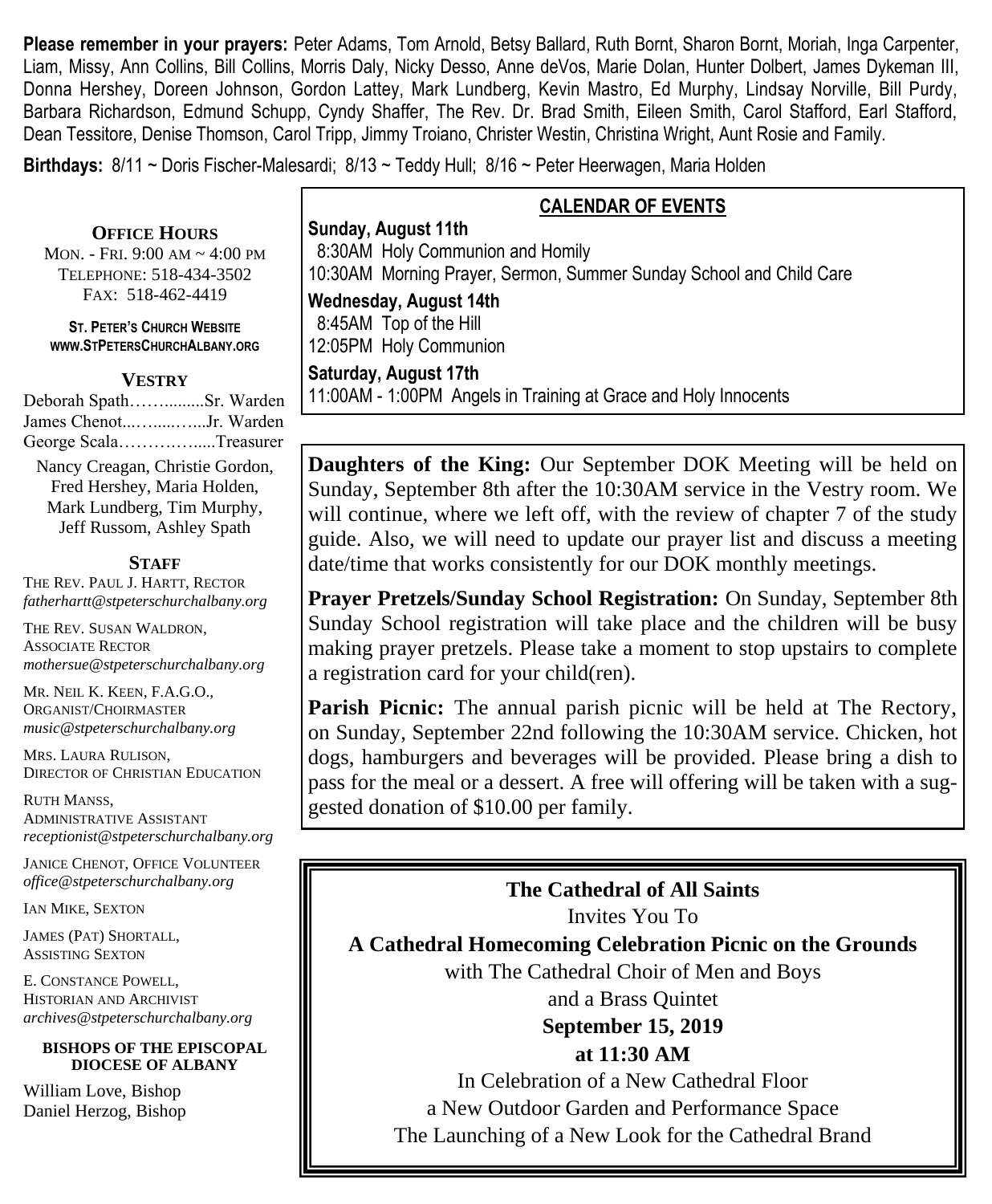**Please remember in your prayers:** Peter Adams, Tom Arnold, Betsy Ballard, Ruth Bornt, Sharon Bornt, Moriah, Inga Carpenter, Liam, Missy, Ann Collins, Bill Collins, Morris Daly, Nicky Desso, Anne deVos, Marie Dolan, Hunter Dolbert, James Dykeman III, Donna Hershey, Doreen Johnson, Gordon Lattey, Mark Lundberg, Kevin Mastro, Ed Murphy, Lindsay Norville, Bill Purdy, Barbara Richardson, Edmund Schupp, Cyndy Shaffer, The Rev. Dr. Brad Smith, Eileen Smith, Carol Stafford, Earl Stafford, Dean Tessitore, Denise Thomson, Carol Tripp, Jimmy Troiano, Christer Westin, Christina Wright, Aunt Rosie and Family.

**Birthdays:** 8/11 ~ Doris Fischer-Malesardi; 8/13 ~ Teddy Hull; 8/16 ~ Peter Heerwagen, Maria Holden

## CALENDAR OF EVENTS

**Sunday, August 11th**
8:30AM Holy Communion and Homily
10:30AM Morning Prayer, Sermon, Summer Sunday School and Child Care

**Wednesday, August 14th**
8:45AM Top of the Hill
12:05PM Holy Communion

**Saturday, August 17th**
11:00AM - 1:00PM Angels in Training at Grace and Holy Innocents

**Daughters of the King:** Our September DOK Meeting will be held on Sunday, September 8th after the 10:30AM service in the Vestry room. We will continue, where we left off, with the review of chapter 7 of the study guide. Also, we will need to update our prayer list and discuss a meeting date/time that works consistently for our DOK monthly meetings.

**Prayer Pretzels/Sunday School Registration:** On Sunday, September 8th Sunday School registration will take place and the children will be busy making prayer pretzels. Please take a moment to stop upstairs to complete a registration card for your child(ren).

**Parish Picnic:** The annual parish picnic will be held at The Rectory, on Sunday, September 22nd following the 10:30AM service. Chicken, hot dogs, hamburgers and beverages will be provided. Please bring a dish to pass for the meal or a dessert. A free will offering will be taken with a suggested donation of $10.00 per family.

**The Cathedral of All Saints**
Invites You To
**A Cathedral Homecoming Celebration Picnic on the Grounds**
with The Cathedral Choir of Men and Boys
and a Brass Quintet
**September 15, 2019**
**at 11:30 AM**
In Celebration of a New Cathedral Floor
a New Outdoor Garden and Performance Space
The Launching of a New Look for the Cathedral Brand

### Office Hours

Mon. - Fri. 9:00 am ~ 4:00 pm
Telephone: 518-434-3502
Fax: 518-462-4419

**St. Peter's Church Website**
**www.StPetersChurchAlbany.org**

### Vestry

Deborah Spath……........Sr. Warden
James Chenot...…....…...Jr. Warden
George Scala……….…....Treasurer

Nancy Creagan, Christie Gordon, Fred Hershey, Maria Holden, Mark Lundberg, Tim Murphy, Jeff Russom, Ashley Spath

### Staff

The Rev. Paul J. Hartt, Rector
*fatherhartt@stpeterschurchalbany.org*

The Rev. Susan Waldron, Associate Rector
*mothersue@stpeterschurchalbany.org*

Mr. Neil K. Keen, F.A.G.O., Organist/Choirmaster
*music@stpeterschurchalbany.org*

Mrs. Laura Rulison, Director of Christian Education

Ruth Manss, Administrative Assistant
*receptionist@stpeterschurchalbany.org*

Janice Chenot, Office Volunteer
*office@stpeterschurchalbany.org*

Ian Mike, Sexton

James (Pat) Shortall, Assisting Sexton

E. Constance Powell, Historian and Archivist
*archives@stpeterschurchalbany.org*

**Bishops of the Episcopal Diocese of Albany**

William Love, Bishop
Daniel Herzog, Bishop